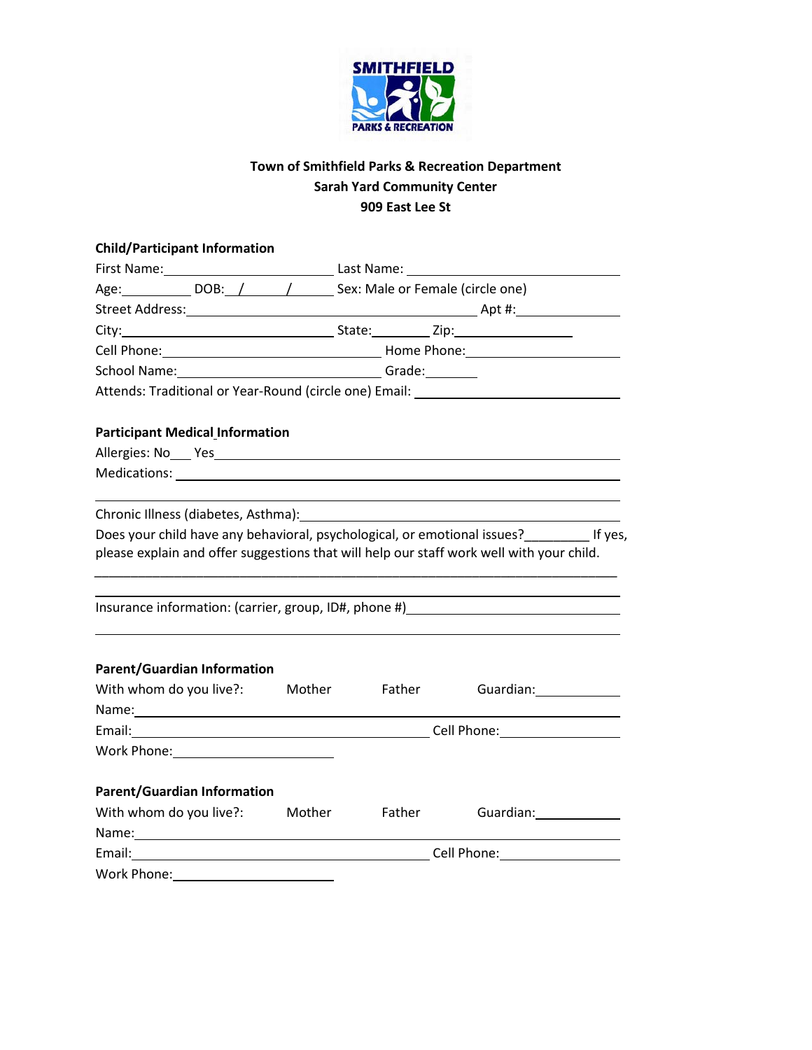SMITHFIELD PARKS & RECREATION

**Town of Smithfield Parks & Recreation Department**
**Sarah Yard Community Center**
**909 East Lee St**

**Child/Participant Information**

First Name:________________________ Last Name: ______________________________

Age:__________ DOB:___/______/______ Sex: Male or Female (circle one)

Street Address:__________________________________________ Apt #:______________

City:________________________ State:________ Zip:________________

Cell Phone:________________________________ Home Phone:____________________

School Name:____________________________ Grade:________

Attends: Traditional or Year-Round (circle one) Email: ______________________

**Participant Medical Information**

Allergies: No___ Yes________________________________________________________

Medications: _______________________________________________________________

____________________________________________________________________________

Chronic Illness (diabetes, Asthma):_________________________________________

Does your child have any behavioral, psychological, or emotional issues?_________ If yes, please explain and offer suggestions that will help our staff work well with your child.

____________________________________________________________________________

____________________________________________________________________________

Insurance information: (carrier, group, ID#, phone #)_______________________

____________________________________________________________________________

**Parent/Guardian Information**

With whom do you live?: Mother Father Guardian:____________

Name:_______________________________________________________________________

Email:____________________________________________ Cell Phone:________________

Work Phone:_______________________

**Parent/Guardian Information**

With whom do you live?: Mother Father Guardian:____________

Name:_______________________________________________________________________

Email:____________________________________________ Cell Phone:________________

Work Phone:_______________________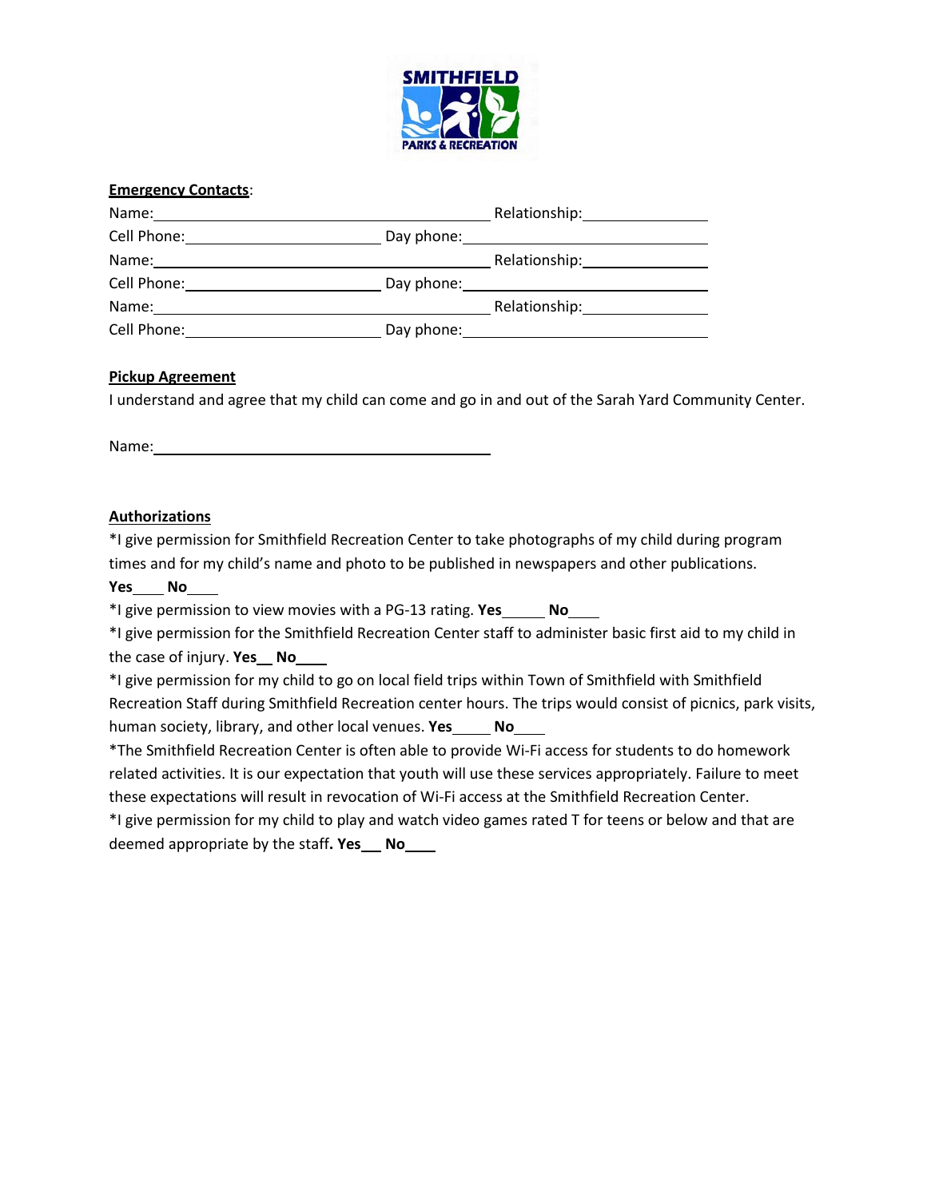SMITHFIELD PARKS & RECREATION

**Emergency Contacts**:

Name:\_\_\_\_\_\_\_\_\_\_\_\_\_\_\_\_\_\_\_\_\_\_\_\_\_\_\_\_\_\_\_\_\_\_\_\_ Relationship:\_\_\_\_\_\_\_\_\_\_\_\_\_\_

Cell Phone:\_\_\_\_\_\_\_\_\_\_\_\_\_\_\_\_\_\_\_\_\_\_ Day phone:\_\_\_\_\_\_\_\_\_\_\_\_\_\_\_\_\_\_\_\_\_\_\_\_\_\_

Name:\_\_\_\_\_\_\_\_\_\_\_\_\_\_\_\_\_\_\_\_\_\_\_\_\_\_\_\_\_\_\_\_\_\_\_\_ Relationship:\_\_\_\_\_\_\_\_\_\_\_\_\_\_

Cell Phone:\_\_\_\_\_\_\_\_\_\_\_\_\_\_\_\_\_\_\_\_\_\_ Day phone:\_\_\_\_\_\_\_\_\_\_\_\_\_\_\_\_\_\_\_\_\_\_\_\_\_\_

Name:\_\_\_\_\_\_\_\_\_\_\_\_\_\_\_\_\_\_\_\_\_\_\_\_\_\_\_\_\_\_\_\_\_\_\_\_ Relationship:\_\_\_\_\_\_\_\_\_\_\_\_\_\_

Cell Phone:\_\_\_\_\_\_\_\_\_\_\_\_\_\_\_\_\_\_\_\_\_\_ Day phone:\_\_\_\_\_\_\_\_\_\_\_\_\_\_\_\_\_\_\_\_\_\_\_\_\_\_

**Pickup Agreement**

I understand and agree that my child can come and go in and out of the Sarah Yard Community Center.

Name:\_\_\_\_\_\_\_\_\_\_\_\_\_\_\_\_\_\_\_\_\_\_\_\_\_\_\_\_\_\_\_\_\_\_\_\_

**Authorizations**

*I give permission for Smithfield Recreation Center to take photographs of my child during program times and for my child's name and photo to be published in newspapers and other publications.
**Yes**\_\_\_\_ **No**\_\_\_\_

*I give permission to view movies with a PG-13 rating. **Yes**\_\_\_\_\_ **No**\_\_\_\_

*I give permission for the Smithfield Recreation Center staff to administer basic first aid to my child in the case of injury. **Yes**\_\_ **No**\_\_\_\_

*I give permission for my child to go on local field trips within Town of Smithfield with Smithfield Recreation Staff during Smithfield Recreation center hours. The trips would consist of picnics, park visits, human society, library, and other local venues. **Yes**\_\_\_\_\_ **No**\_\_\_\_

*The Smithfield Recreation Center is often able to provide Wi-Fi access for students to do homework related activities. It is our expectation that youth will use these services appropriately. Failure to meet these expectations will result in revocation of Wi-Fi access at the Smithfield Recreation Center.

*I give permission for my child to play and watch video games rated T for teens or below and that are deemed appropriate by the staff**. Yes**\_\_\_ **No**\_\_\_\_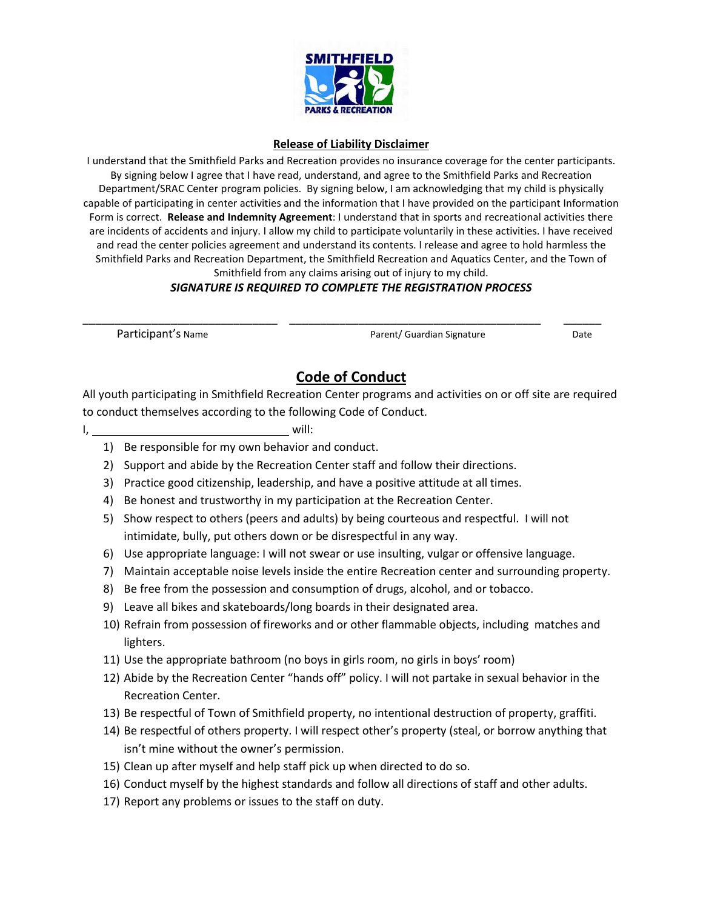SMITHFIELD

PARKS & RECREATION

## Release of Liability Disclaimer

I understand that the Smithfield Parks and Recreation provides no insurance coverage for the center participants. By signing below I agree that I have read, understand, and agree to the Smithfield Parks and Recreation Department/SRAC Center program policies. By signing below, I am acknowledging that my child is physically capable of participating in center activities and the information that I have provided on the participant Information Form is correct. **Release and Indemnity Agreement**: I understand that in sports and recreational activities there are incidents of accidents and injury. I allow my child to participate voluntarily in these activities. I have received and read the center policies agreement and understand its contents. I release and agree to hold harmless the Smithfield Parks and Recreation Department, the Smithfield Recreation and Aquatics Center, and the Town of Smithfield from any claims arising out of injury to my child.

***SIGNATURE IS REQUIRED TO COMPLETE THE REGISTRATION PROCESS***

_______________________________ _________________________________________ ______

Participant's Name Parent/ Guardian Signature Date

## Code of Conduct

All youth participating in Smithfield Recreation Center programs and activities on or off site are required to conduct themselves according to the following Code of Conduct.

I, ________________________________ will:

1) Be responsible for my own behavior and conduct.
2) Support and abide by the Recreation Center staff and follow their directions.
3) Practice good citizenship, leadership, and have a positive attitude at all times.
4) Be honest and trustworthy in my participation at the Recreation Center.
5) Show respect to others (peers and adults) by being courteous and respectful. I will not intimidate, bully, put others down or be disrespectful in any way.
6) Use appropriate language: I will not swear or use insulting, vulgar or offensive language.
7) Maintain acceptable noise levels inside the entire Recreation center and surrounding property.
8) Be free from the possession and consumption of drugs, alcohol, and or tobacco.
9) Leave all bikes and skateboards/long boards in their designated area.
10) Refrain from possession of fireworks and or other flammable objects, including matches and lighters.
11) Use the appropriate bathroom (no boys in girls room, no girls in boys' room)
12) Abide by the Recreation Center "hands off" policy. I will not partake in sexual behavior in the Recreation Center.
13) Be respectful of Town of Smithfield property, no intentional destruction of property, graffiti.
14) Be respectful of others property. I will respect other's property (steal, or borrow anything that isn't mine without the owner's permission.
15) Clean up after myself and help staff pick up when directed to do so.
16) Conduct myself by the highest standards and follow all directions of staff and other adults.
17) Report any problems or issues to the staff on duty.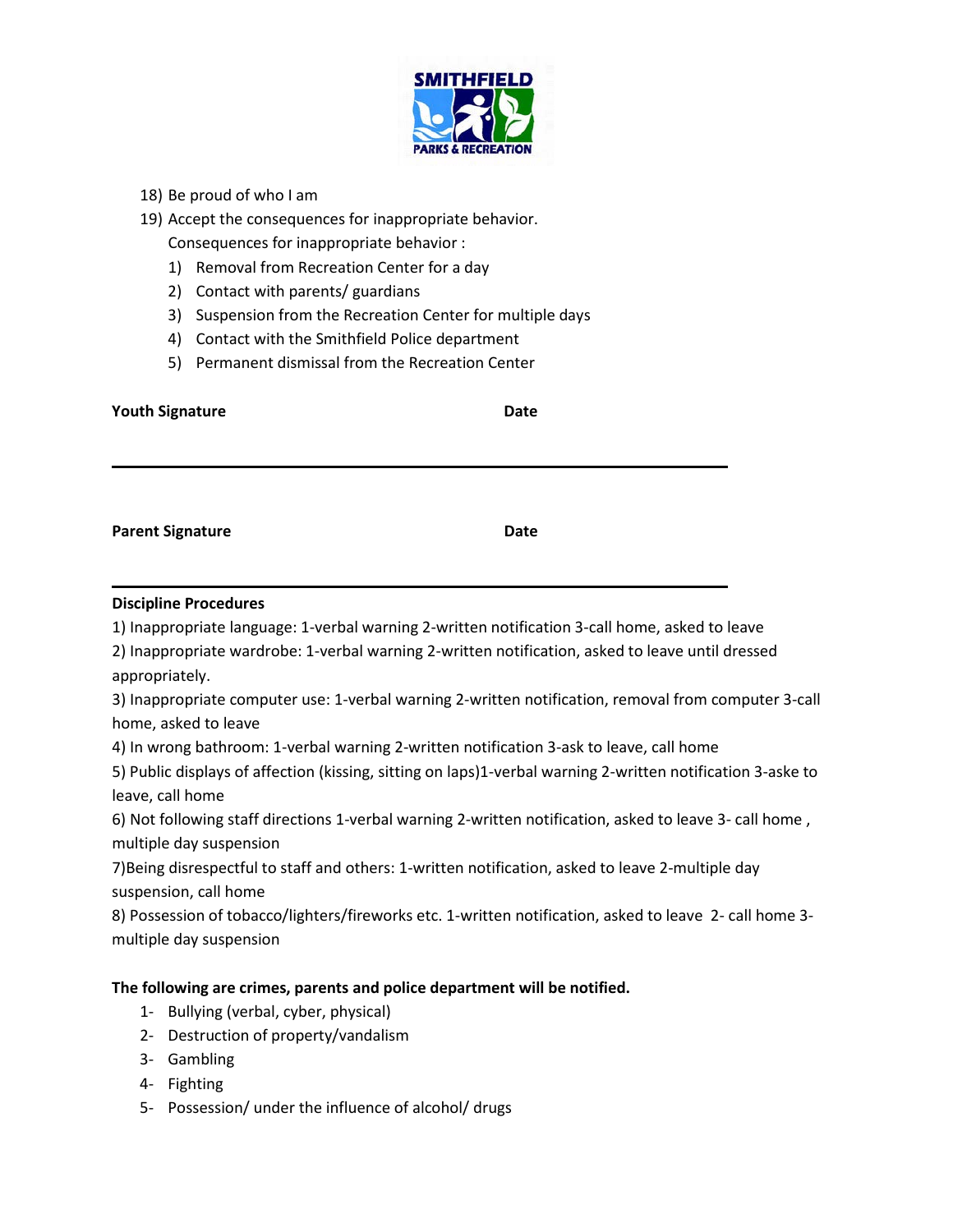18) Be proud of who I am
19) Accept the consequences for inappropriate behavior.
    Consequences for inappropriate behavior :
    1) Removal from Recreation Center for a day
    2) Contact with parents/ guardians
    3) Suspension from the Recreation Center for multiple days
    4) Contact with the Smithfield Police department
    5) Permanent dismissal from the Recreation Center

**Youth Signature** **Date**

---

**Parent Signature** **Date**

---

**Discipline Procedures**

1) Inappropriate language: 1-verbal warning 2-written notification 3-call home, asked to leave

2) Inappropriate wardrobe: 1-verbal warning 2-written notification, asked to leave until dressed appropriately.

3) Inappropriate computer use: 1-verbal warning 2-written notification, removal from computer 3-call home, asked to leave

4) In wrong bathroom: 1-verbal warning 2-written notification 3-ask to leave, call home

5) Public displays of affection (kissing, sitting on laps)1-verbal warning 2-written notification 3-aske to leave, call home

6) Not following staff directions 1-verbal warning 2-written notification, asked to leave 3- call home , multiple day suspension

7)Being disrespectful to staff and others: 1-written notification, asked to leave 2-multiple day suspension, call home

8) Possession of tobacco/lighters/fireworks etc. 1-written notification, asked to leave 2- call home 3-multiple day suspension

**The following are crimes, parents and police department will be notified.**

1- Bullying (verbal, cyber, physical)
2- Destruction of property/vandalism
3- Gambling
4- Fighting
5- Possession/ under the influence of alcohol/ drugs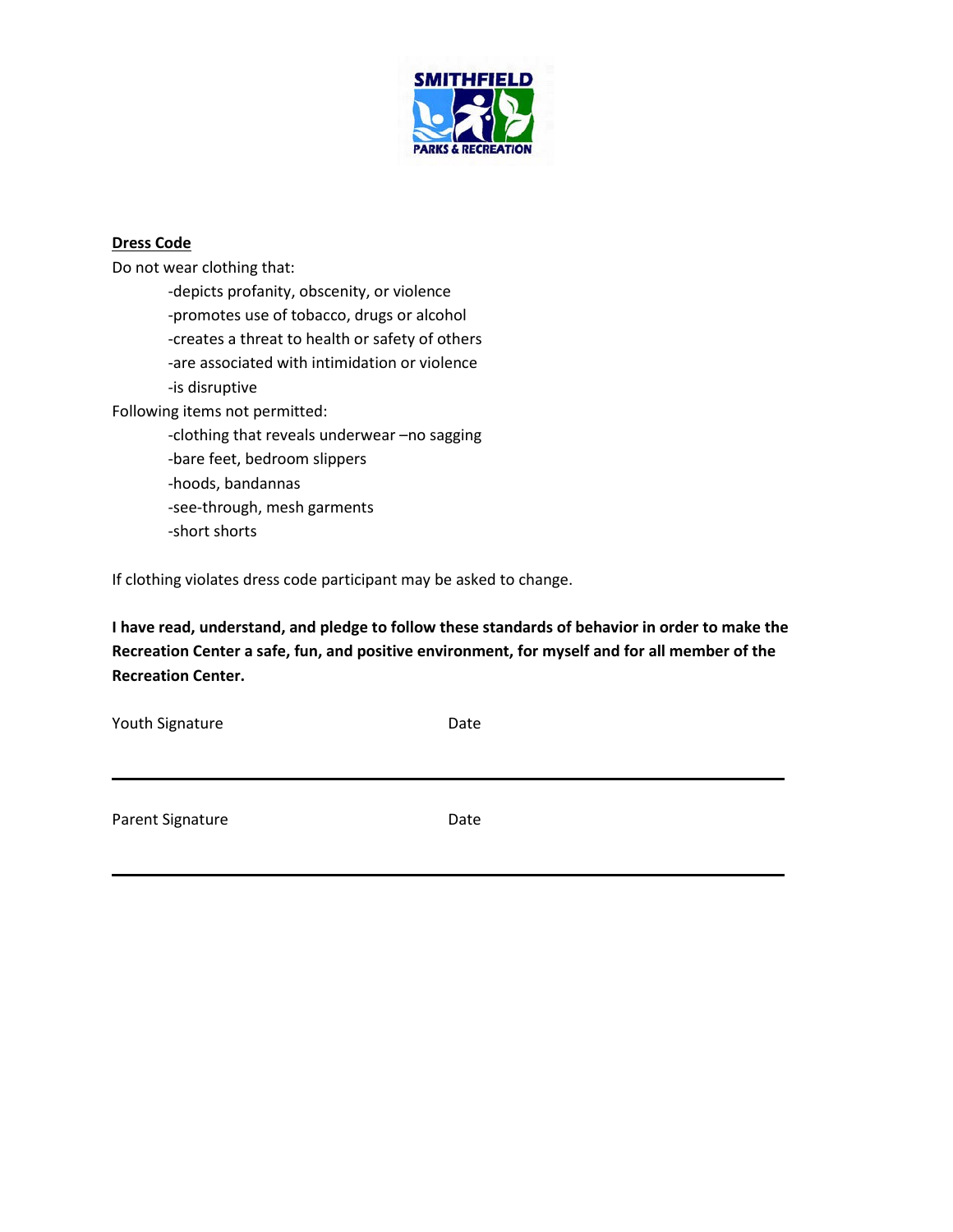SMITHFIELD PARKS & RECREATION

**Dress Code**

Do not wear clothing that:

- -depicts profanity, obscenity, or violence
- -promotes use of tobacco, drugs or alcohol
- -creates a threat to health or safety of others
- -are associated with intimidation or violence
- -is disruptive

Following items not permitted:

- -clothing that reveals underwear –no sagging
- -bare feet, bedroom slippers
- -hoods, bandannas
- -see-through, mesh garments
- -short shorts

If clothing violates dress code participant may be asked to change.

**I have read, understand, and pledge to follow these standards of behavior in order to make the Recreation Center a safe, fun, and positive environment, for myself and for all member of the Recreation Center.**

Youth Signature Date

___________________________________________________

Parent Signature Date

___________________________________________________